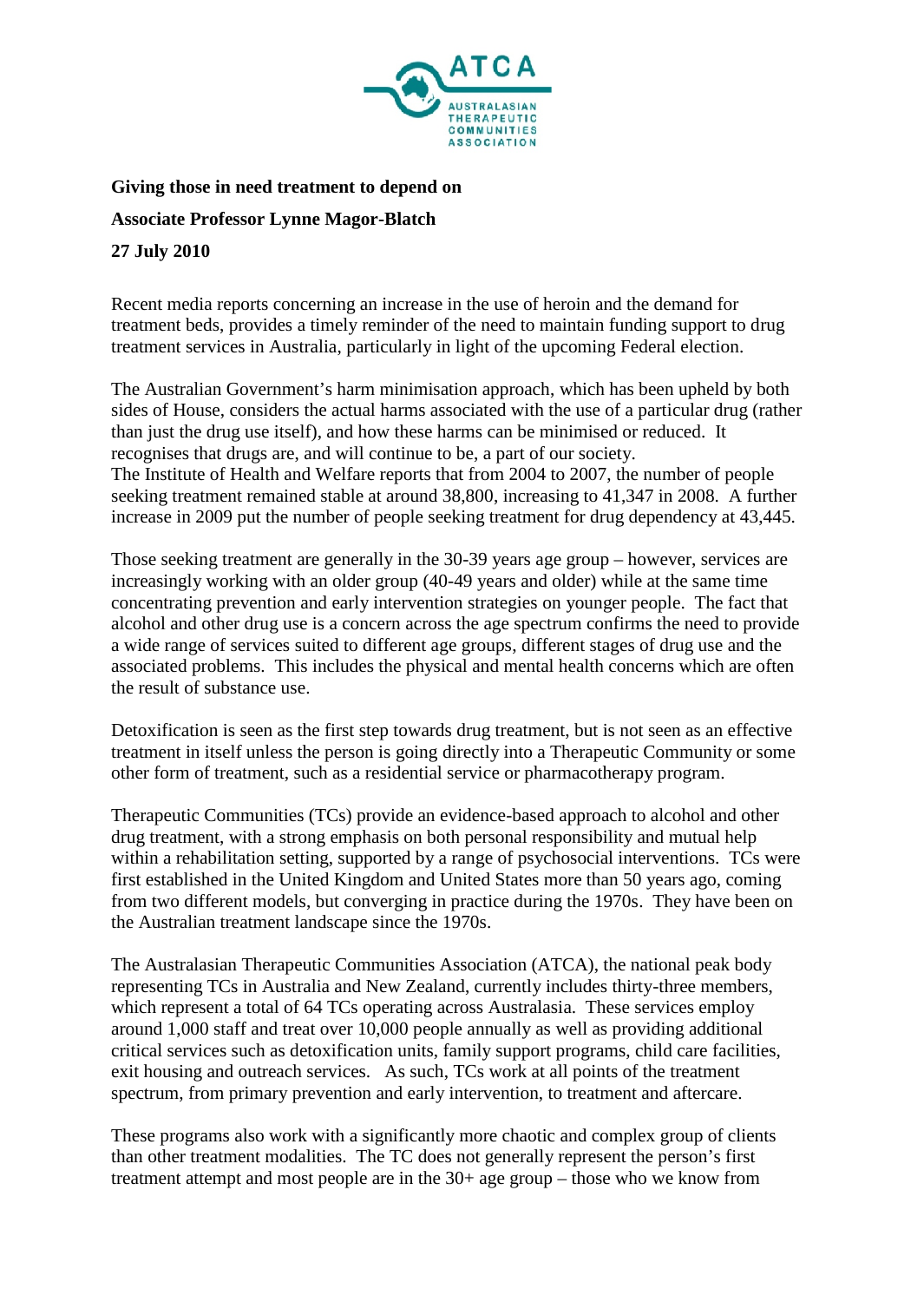ATCA

AUSTRALASIAN THERAPEUTIC COMMUNITIES ASSOCIATION

**Giving those in need treatment to depend on**

**Associate Professor Lynne Magor-Blatch**

**27 July 2010**

Recent media reports concerning an increase in the use of heroin and the demand for treatment beds, provides a timely reminder of the need to maintain funding support to drug treatment services in Australia, particularly in light of the upcoming Federal election.

The Australian Government's harm minimisation approach, which has been upheld by both sides of House, considers the actual harms associated with the use of a particular drug (rather than just the drug use itself), and how these harms can be minimised or reduced. It recognises that drugs are, and will continue to be, a part of our society.
The Institute of Health and Welfare reports that from 2004 to 2007, the number of people seeking treatment remained stable at around 38,800, increasing to 41,347 in 2008. A further increase in 2009 put the number of people seeking treatment for drug dependency at 43,445.

Those seeking treatment are generally in the 30-39 years age group – however, services are increasingly working with an older group (40-49 years and older) while at the same time concentrating prevention and early intervention strategies on younger people. The fact that alcohol and other drug use is a concern across the age spectrum confirms the need to provide a wide range of services suited to different age groups, different stages of drug use and the associated problems. This includes the physical and mental health concerns which are often the result of substance use.

Detoxification is seen as the first step towards drug treatment, but is not seen as an effective treatment in itself unless the person is going directly into a Therapeutic Community or some other form of treatment, such as a residential service or pharmacotherapy program.

Therapeutic Communities (TCs) provide an evidence-based approach to alcohol and other drug treatment, with a strong emphasis on both personal responsibility and mutual help within a rehabilitation setting, supported by a range of psychosocial interventions. TCs were first established in the United Kingdom and United States more than 50 years ago, coming from two different models, but converging in practice during the 1970s. They have been on the Australian treatment landscape since the 1970s.

The Australasian Therapeutic Communities Association (ATCA), the national peak body representing TCs in Australia and New Zealand, currently includes thirty-three members, which represent a total of 64 TCs operating across Australasia. These services employ around 1,000 staff and treat over 10,000 people annually as well as providing additional critical services such as detoxification units, family support programs, child care facilities, exit housing and outreach services. As such, TCs work at all points of the treatment spectrum, from primary prevention and early intervention, to treatment and aftercare.

These programs also work with a significantly more chaotic and complex group of clients than other treatment modalities. The TC does not generally represent the person's first treatment attempt and most people are in the 30+ age group – those who we know from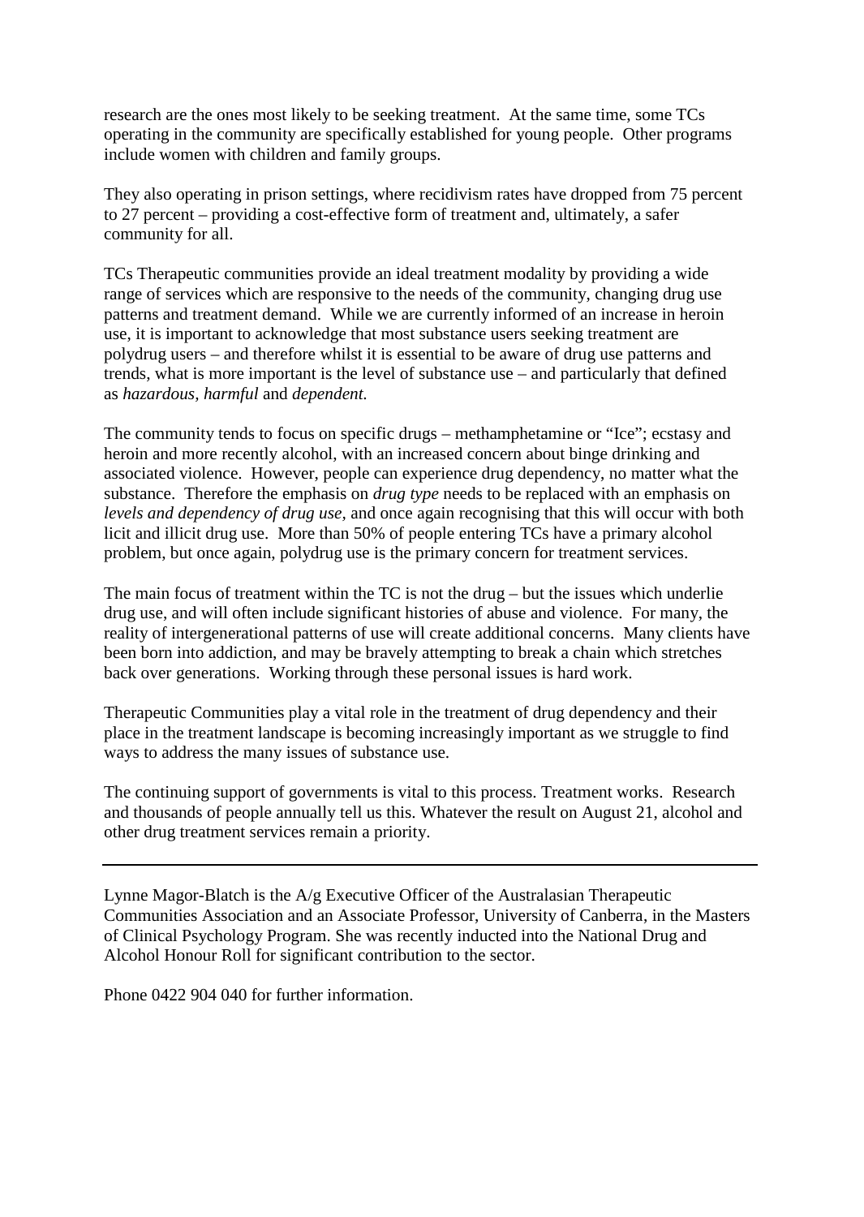research are the ones most likely to be seeking treatment. At the same time, some TCs operating in the community are specifically established for young people. Other programs include women with children and family groups.

They also operating in prison settings, where recidivism rates have dropped from 75 percent to 27 percent – providing a cost-effective form of treatment and, ultimately, a safer community for all.

TCs Therapeutic communities provide an ideal treatment modality by providing a wide range of services which are responsive to the needs of the community, changing drug use patterns and treatment demand. While we are currently informed of an increase in heroin use, it is important to acknowledge that most substance users seeking treatment are polydrug users – and therefore whilst it is essential to be aware of drug use patterns and trends, what is more important is the level of substance use – and particularly that defined as *hazardous, harmful* and *dependent.*

The community tends to focus on specific drugs – methamphetamine or "Ice"; ecstasy and heroin and more recently alcohol, with an increased concern about binge drinking and associated violence. However, people can experience drug dependency, no matter what the substance. Therefore the emphasis on *drug type* needs to be replaced with an emphasis on *levels and dependency of drug use,* and once again recognising that this will occur with both licit and illicit drug use. More than 50% of people entering TCs have a primary alcohol problem, but once again, polydrug use is the primary concern for treatment services.

The main focus of treatment within the TC is not the drug – but the issues which underlie drug use, and will often include significant histories of abuse and violence. For many, the reality of intergenerational patterns of use will create additional concerns. Many clients have been born into addiction, and may be bravely attempting to break a chain which stretches back over generations. Working through these personal issues is hard work.

Therapeutic Communities play a vital role in the treatment of drug dependency and their place in the treatment landscape is becoming increasingly important as we struggle to find ways to address the many issues of substance use.

The continuing support of governments is vital to this process. Treatment works. Research and thousands of people annually tell us this. Whatever the result on August 21, alcohol and other drug treatment services remain a priority.

---

Lynne Magor-Blatch is the A/g Executive Officer of the Australasian Therapeutic Communities Association and an Associate Professor, University of Canberra, in the Masters of Clinical Psychology Program. She was recently inducted into the National Drug and Alcohol Honour Roll for significant contribution to the sector.

Phone 0422 904 040 for further information.